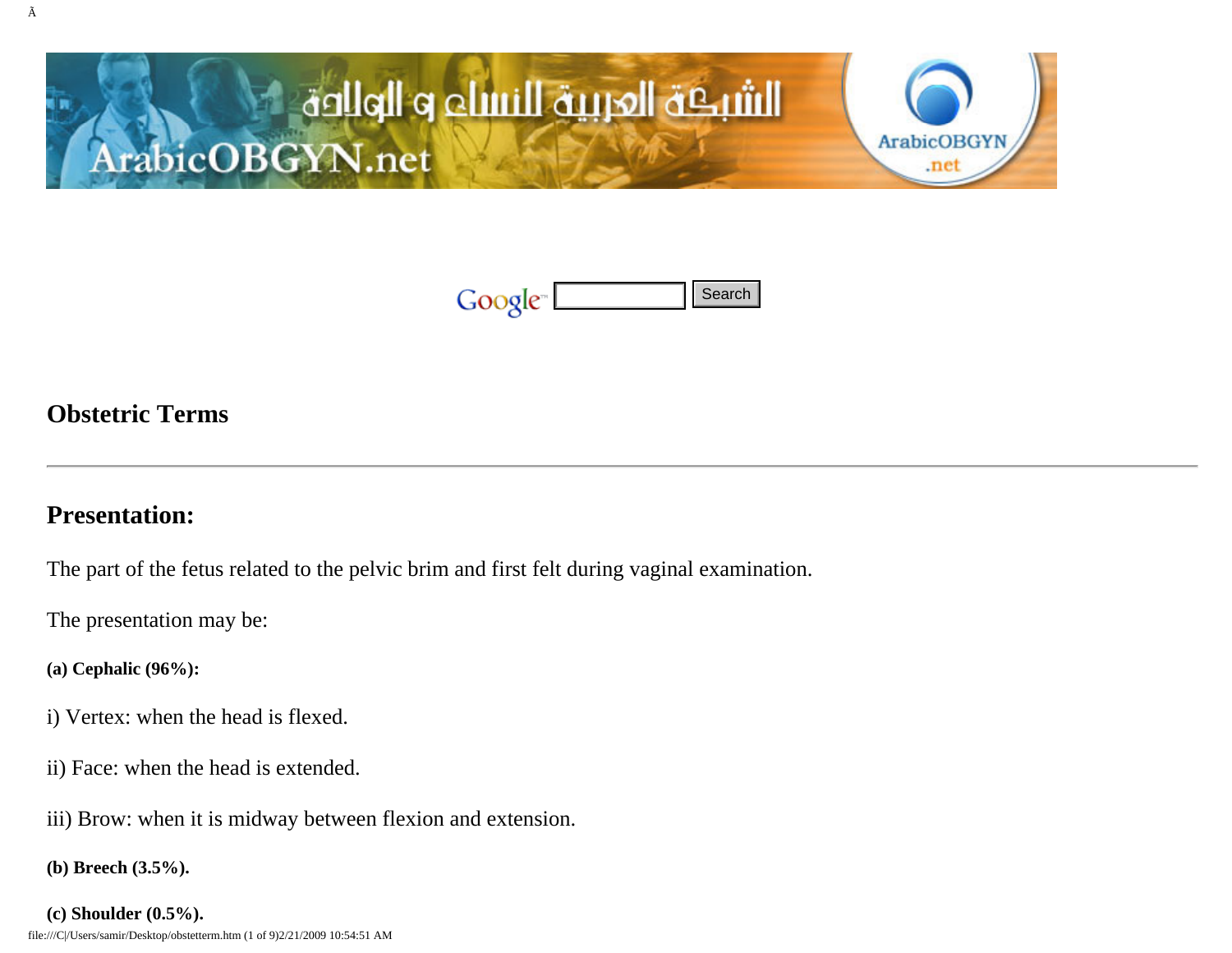## Obstetric Terms

---

## Presentation:

The part of the fetus related to the pelvic brim and first felt during vaginal examination.

The presentation may be:

**(a) Cephalic (96%):**

i) Vertex: when the head is flexed.

ii) Face: when the head is extended.

iii) Brow: when it is midway between flexion and extension.

**(b) Breech (3.5%).**

**(c) Shoulder (0.5%).**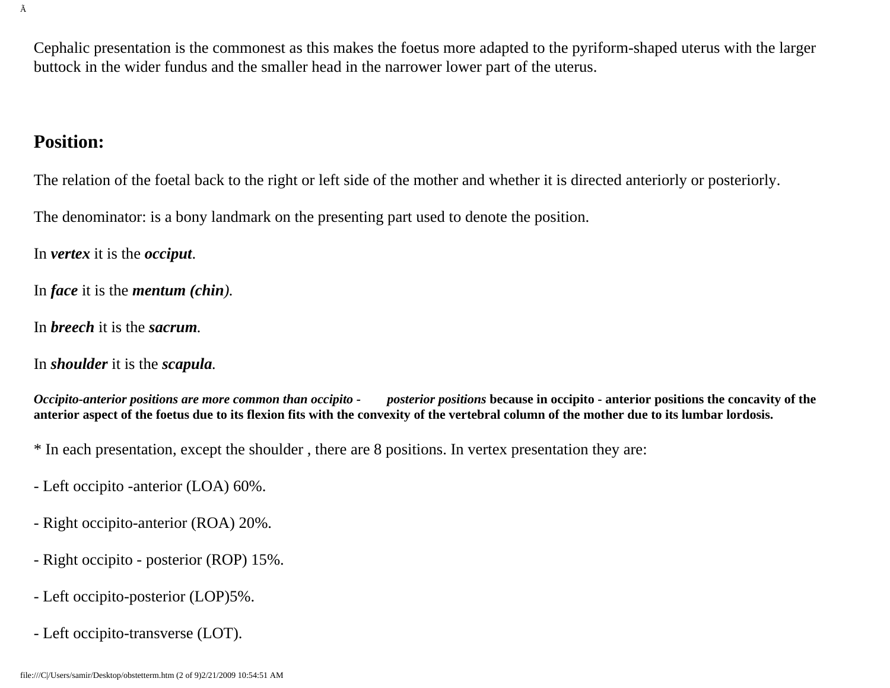Cephalic presentation is the commonest as this makes the foetus more adapted to the pyriform-shaped uterus with the larger buttock in the wider fundus and the smaller head in the narrower lower part of the uterus.

## Position:

The relation of the foetal back to the right or left side of the mother and whether it is directed anteriorly or posteriorly.

The denominator: is a bony landmark on the presenting part used to denote the position.

In ***vertex*** it is the ***occiput***.

In ***face*** it is the ***mentum (chin)***.

In ***breech*** it is the ***sacrum***.

In ***shoulder*** it is the ***scapula***.

***Occipito-anterior positions are more common than occipito - posterior positions*** **because in occipito - anterior positions the concavity of the anterior aspect of the foetus due to its flexion fits with the convexity of the vertebral column of the mother due to its lumbar lordosis.**

* In each presentation, except the shoulder , there are 8 positions. In vertex presentation they are:

- Left occipito -anterior (LOA) 60%.

- Right occipito-anterior (ROA) 20%.

- Right occipito - posterior (ROP) 15%.

- Left occipito-posterior (LOP)5%.

- Left occipito-transverse (LOT).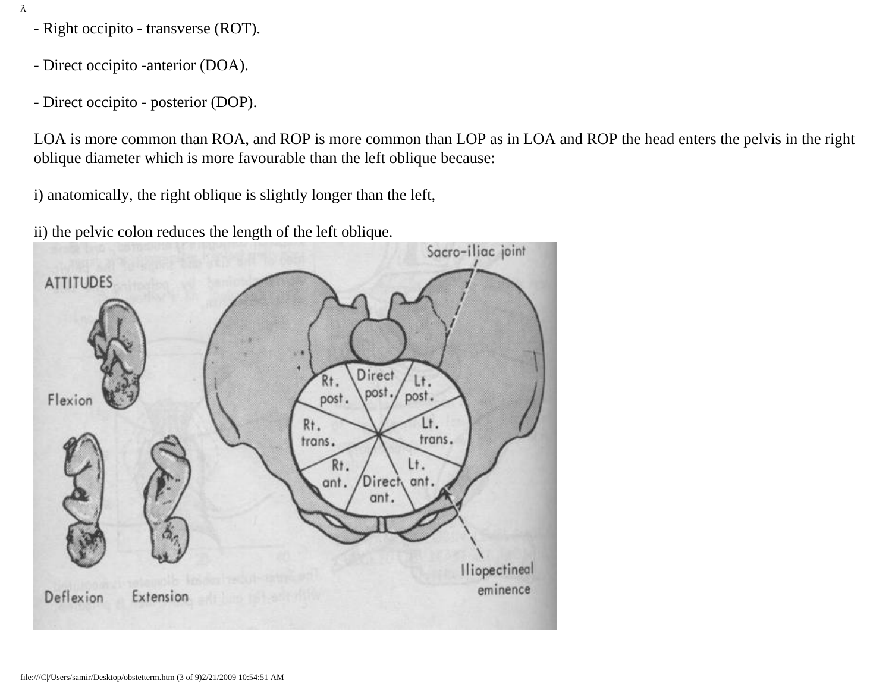- Right occipito - transverse (ROT).

- Direct occipito -anterior (DOA).

- Direct occipito - posterior (DOP).

LOA is more common than ROA, and ROP is more common than LOP as in LOA and ROP the head enters the pelvis in the right oblique diameter which is more favourable than the left oblique because:

i) anatomically, the right oblique is slightly longer than the left,

ii) the pelvic colon reduces the length of the left oblique.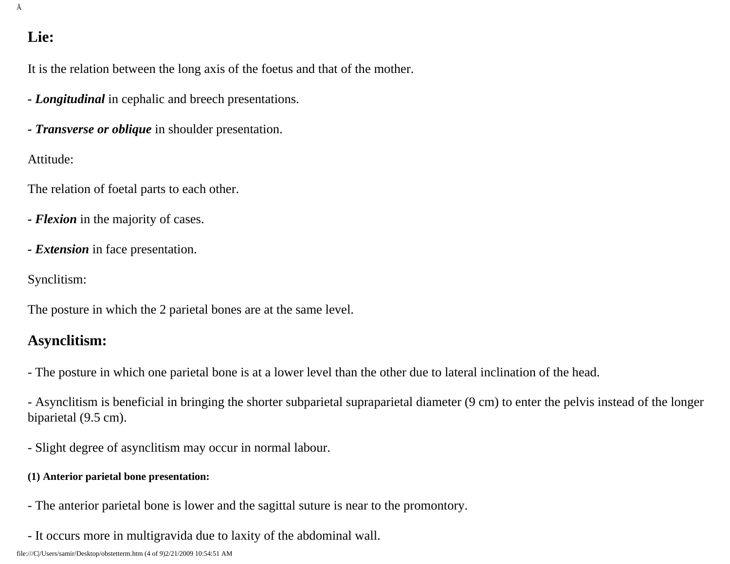## Lie:

It is the relation between the long axis of the foetus and that of the mother.

- ***Longitudinal*** in cephalic and breech presentations.

- ***Transverse or oblique*** in shoulder presentation.

Attitude:

The relation of foetal parts to each other.

- ***Flexion*** in the majority of cases.

- ***Extension*** in face presentation.

Synclitism:

The posture in which the 2 parietal bones are at the same level.

## Asynclitism:

- The posture in which one parietal bone is at a lower level than the other due to lateral inclination of the head.

- Asynclitism is beneficial in bringing the shorter subparietal supraparietal diameter (9 cm) to enter the pelvis instead of the longer biparietal (9.5 cm).

- Slight degree of asynclitism may occur in normal labour.

##### (1) Anterior parietal bone presentation:

- The anterior parietal bone is lower and the sagittal suture is near to the promontory.

- It occurs more in multigravida due to laxity of the abdominal wall.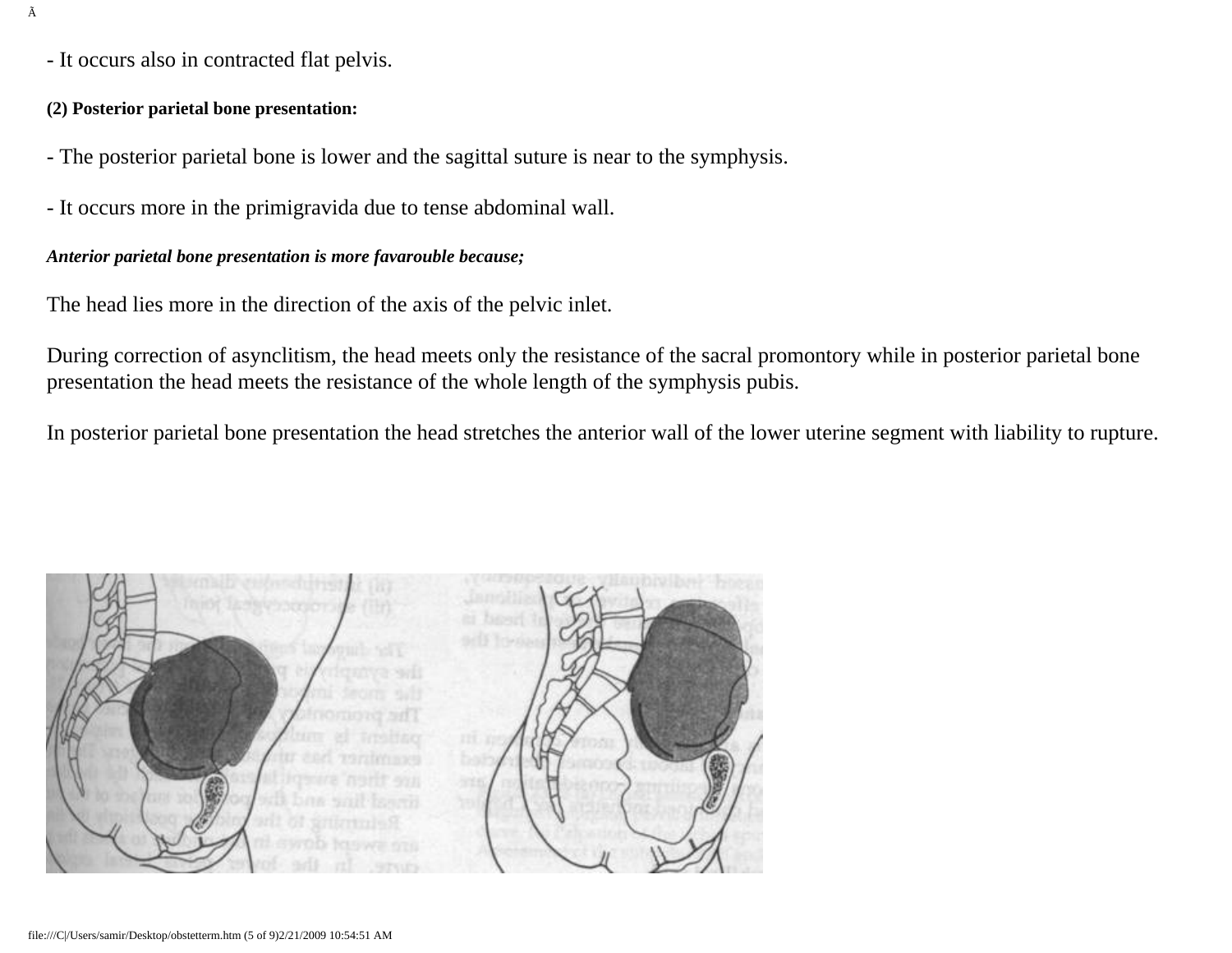- It occurs also in contracted flat pelvis.

**(2) Posterior parietal bone presentation:**

- The posterior parietal bone is lower and the sagittal suture is near to the symphysis.

- It occurs more in the primigravida due to tense abdominal wall.

***Anterior parietal bone presentation is more favarouble because;***

The head lies more in the direction of the axis of the pelvic inlet.

During correction of asynclitism, the head meets only the resistance of the sacral promontory while in posterior parietal bone presentation the head meets the resistance of the whole length of the symphysis pubis.

In posterior parietal bone presentation the head stretches the anterior wall of the lower uterine segment with liability to rupture.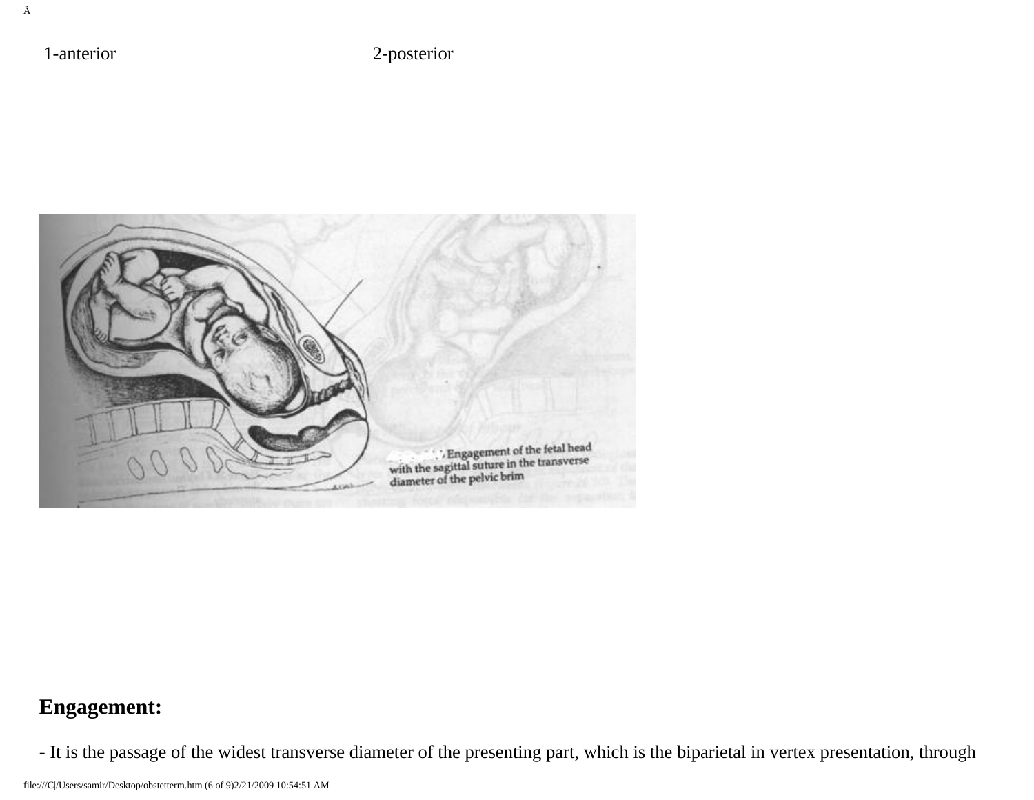1-anterior 2-posterior

Engagement of the fetal head with the sagittal suture in the transverse diameter of the pelvic brim

## Engagement:

- It is the passage of the widest transverse diameter of the presenting part, which is the biparietal in vertex presentation, through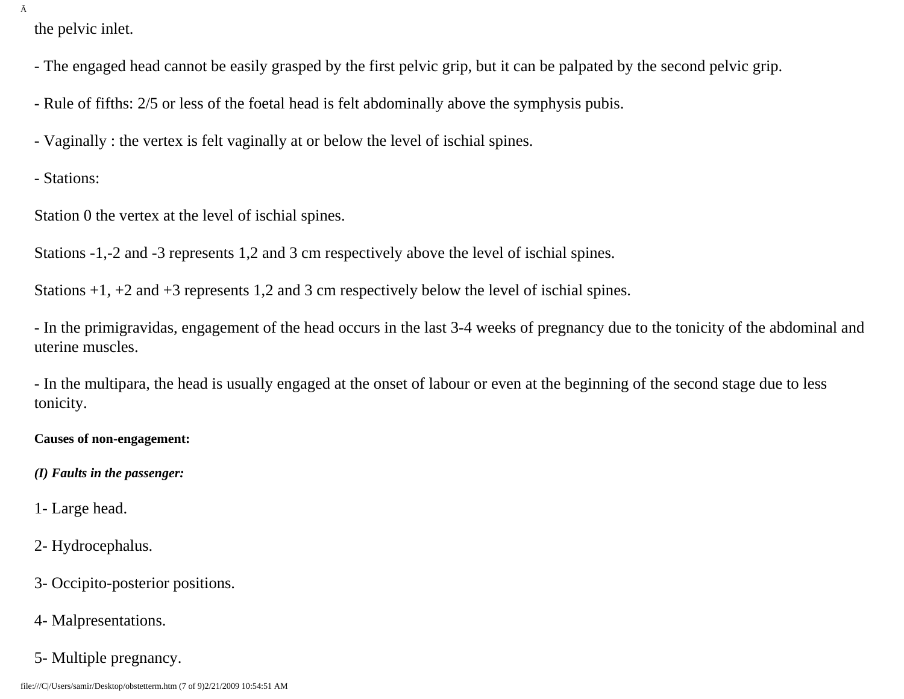the pelvic inlet.

- The engaged head cannot be easily grasped by the first pelvic grip, but it can be palpated by the second pelvic grip.

- Rule of fifths: 2/5 or less of the foetal head is felt abdominally above the symphysis pubis.

- Vaginally : the vertex is felt vaginally at or below the level of ischial spines.

- Stations:

Station 0 the vertex at the level of ischial spines.

Stations -1,-2 and -3 represents 1,2 and 3 cm respectively above the level of ischial spines.

Stations +1, +2 and +3 represents 1,2 and 3 cm respectively below the level of ischial spines.

- In the primigravidas, engagement of the head occurs in the last 3-4 weeks of pregnancy due to the tonicity of the abdominal and uterine muscles.

- In the multipara, the head is usually engaged at the onset of labour or even at the beginning of the second stage due to less tonicity.

**Causes of non-engagement:**

***(I) Faults in the passenger:***

1- Large head.

2- Hydrocephalus.

3- Occipito-posterior positions.

4- Malpresentations.

5- Multiple pregnancy.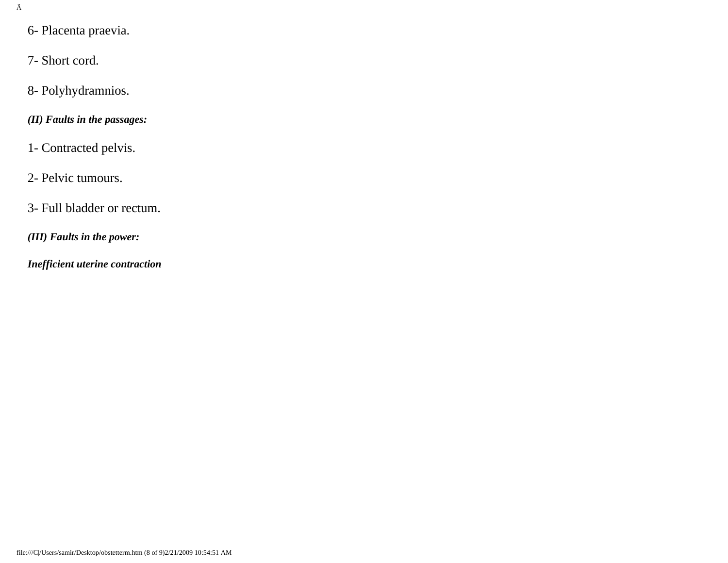6- Placenta praevia.

7- Short cord.

8- Polyhydramnios.

***(II) Faults in the passages:***

1- Contracted pelvis.

2- Pelvic tumours.

3- Full bladder or rectum.

***(III) Faults in the power:***

***Inefficient uterine contraction***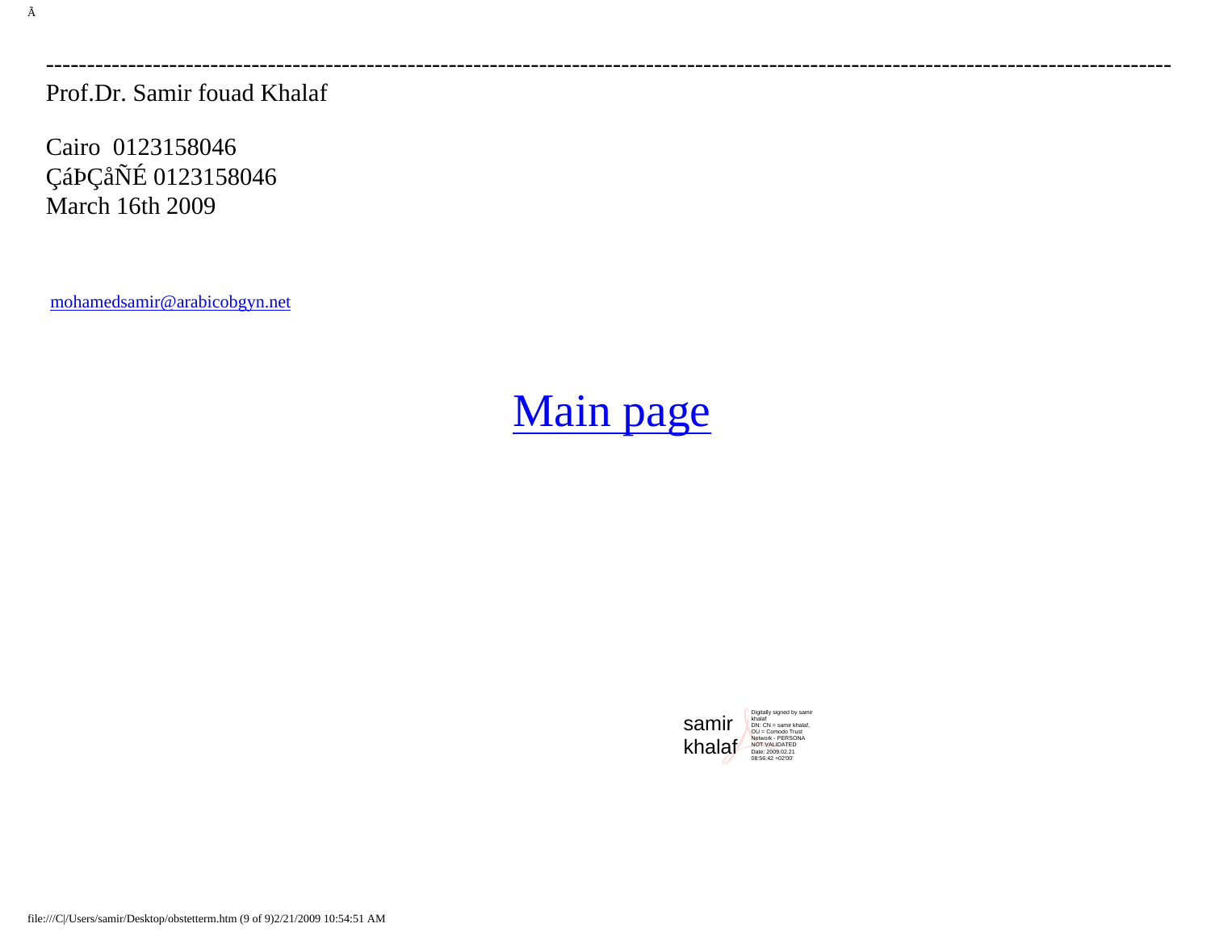Ã

---

Prof.Dr. Samir fouad Khalaf

Cairo 0123158046
ÇáÞÇåÑÉ 0123158046
March 16th 2009

mohamedsamir@arabicobgyn.net

# Main page

samir khalaf

Digitally signed by samir khalaf
DN: CN = samir khalaf, OU = Comodo Trust Network - PERSONA NOT VALIDATED
Date: 2009.02.21 08:56:42 +02'00'